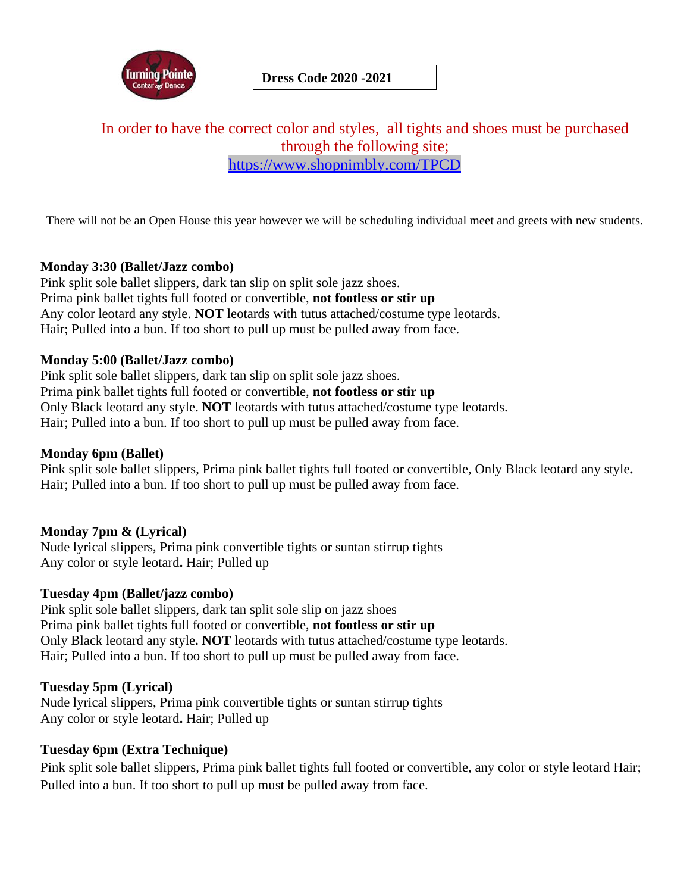Turning Pointe Center of Dance

# Dress Code 2020 -2021

In order to have the correct color and styles, all tights and shoes must be purchased through the following site;
https://www.shopnimbly.com/TPCD

There will not be an Open House this year however we will be scheduling individual meet and greets with new students.

**Monday 3:30 (Ballet/Jazz combo)**
Pink split sole ballet slippers, dark tan slip on split sole jazz shoes.
Prima pink ballet tights full footed or convertible, **not footless or stir up**
Any color leotard any style. **NOT** leotards with tutus attached/costume type leotards.
Hair; Pulled into a bun. If too short to pull up must be pulled away from face.

**Monday 5:00 (Ballet/Jazz combo)**
Pink split sole ballet slippers, dark tan slip on split sole jazz shoes.
Prima pink ballet tights full footed or convertible, **not footless or stir up**
Only Black leotard any style. **NOT** leotards with tutus attached/costume type leotards.
Hair; Pulled into a bun. If too short to pull up must be pulled away from face.

**Monday 6pm (Ballet)**
Pink split sole ballet slippers, Prima pink ballet tights full footed or convertible, Only Black leotard any style**.**
Hair; Pulled into a bun. If too short to pull up must be pulled away from face.

**Monday 7pm & (Lyrical)**
Nude lyrical slippers, Prima pink convertible tights or suntan stirrup tights
Any color or style leotard**.** Hair; Pulled up

**Tuesday 4pm (Ballet/jazz combo)**
Pink split sole ballet slippers, dark tan split sole slip on jazz shoes
Prima pink ballet tights full footed or convertible, **not footless or stir up**
Only Black leotard any style**. NOT** leotards with tutus attached/costume type leotards.
Hair; Pulled into a bun. If too short to pull up must be pulled away from face.

**Tuesday 5pm (Lyrical)**
Nude lyrical slippers, Prima pink convertible tights or suntan stirrup tights
Any color or style leotard**.** Hair; Pulled up

**Tuesday 6pm (Extra Technique)**
Pink split sole ballet slippers, Prima pink ballet tights full footed or convertible, any color or style leotard Hair; Pulled into a bun. If too short to pull up must be pulled away from face.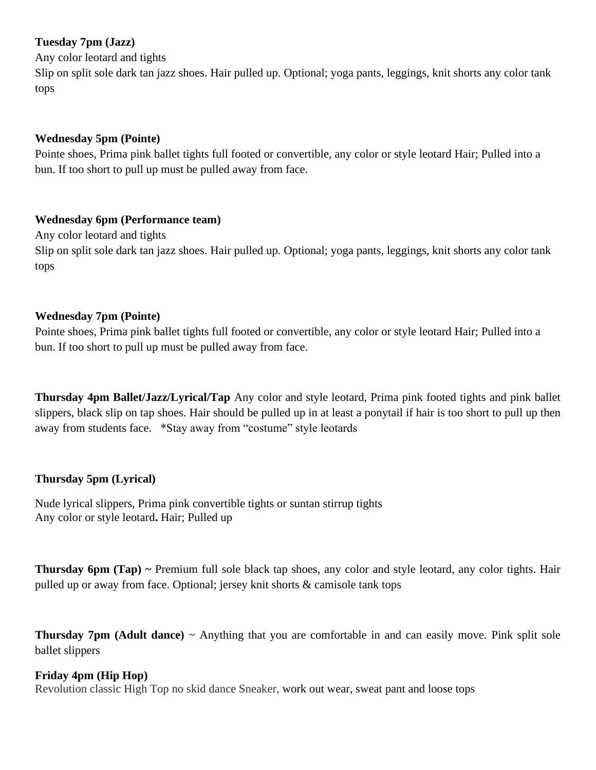**Tuesday 7pm (Jazz)**
Any color leotard and tights
Slip on split sole dark tan jazz shoes. Hair pulled up. Optional; yoga pants, leggings, knit shorts any color tank tops

**Wednesday 5pm (Pointe)**
Pointe shoes, Prima pink ballet tights full footed or convertible, any color or style leotard Hair; Pulled into a bun. If too short to pull up must be pulled away from face.

**Wednesday 6pm (Performance team)**
Any color leotard and tights
Slip on split sole dark tan jazz shoes. Hair pulled up. Optional; yoga pants, leggings, knit shorts any color tank tops

**Wednesday 7pm (Pointe)**
Pointe shoes, Prima pink ballet tights full footed or convertible, any color or style leotard Hair; Pulled into a bun. If too short to pull up must be pulled away from face.

**Thursday 4pm Ballet/Jazz/Lyrical/Tap** Any color and style leotard, Prima pink footed tights and pink ballet slippers, black slip on tap shoes. Hair should be pulled up in at least a ponytail if hair is too short to pull up then away from students face. *Stay away from "costume" style leotards

**Thursday 5pm (Lyrical)**

Nude lyrical slippers, Prima pink convertible tights or suntan stirrup tights
Any color or style leotard**.** Hair; Pulled up

**Thursday 6pm (Tap) ~** Premium full sole black tap shoes, any color and style leotard, any color tights. Hair pulled up or away from face. Optional; jersey knit shorts & camisole tank tops

**Thursday 7pm (Adult dance)** ~ Anything that you are comfortable in and can easily move. Pink split sole ballet slippers

**Friday 4pm (Hip Hop)**
Revolution classic High Top no skid dance Sneaker, work out wear, sweat pant and loose tops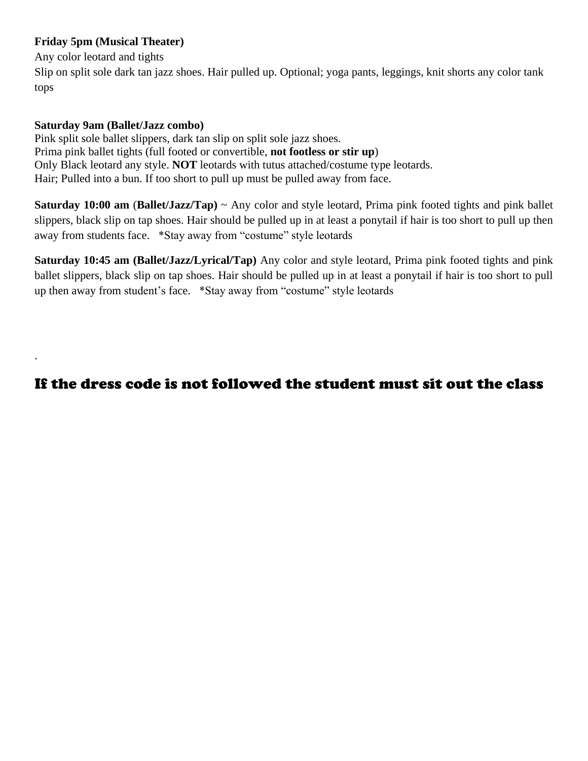**Friday 5pm (Musical Theater)**
Any color leotard and tights
Slip on split sole dark tan jazz shoes. Hair pulled up. Optional; yoga pants, leggings, knit shorts any color tank tops

**Saturday 9am (Ballet/Jazz combo)**
Pink split sole ballet slippers, dark tan slip on split sole jazz shoes.
Prima pink ballet tights (full footed or convertible, **not footless or stir up**)
Only Black leotard any style. **NOT** leotards with tutus attached/costume type leotards.
Hair; Pulled into a bun. If too short to pull up must be pulled away from face.

**Saturday 10:00 am** (**Ballet/Jazz/Tap)** ~ Any color and style leotard, Prima pink footed tights and pink ballet slippers, black slip on tap shoes. Hair should be pulled up in at least a ponytail if hair is too short to pull up then away from students face. *Stay away from "costume" style leotards

**Saturday 10:45 am (Ballet/Jazz/Lyrical/Tap)** Any color and style leotard, Prima pink footed tights and pink ballet slippers, black slip on tap shoes. Hair should be pulled up in at least a ponytail if hair is too short to pull up then away from student's face. *Stay away from "costume" style leotards

.

## If the dress code is not followed the student must sit out the class